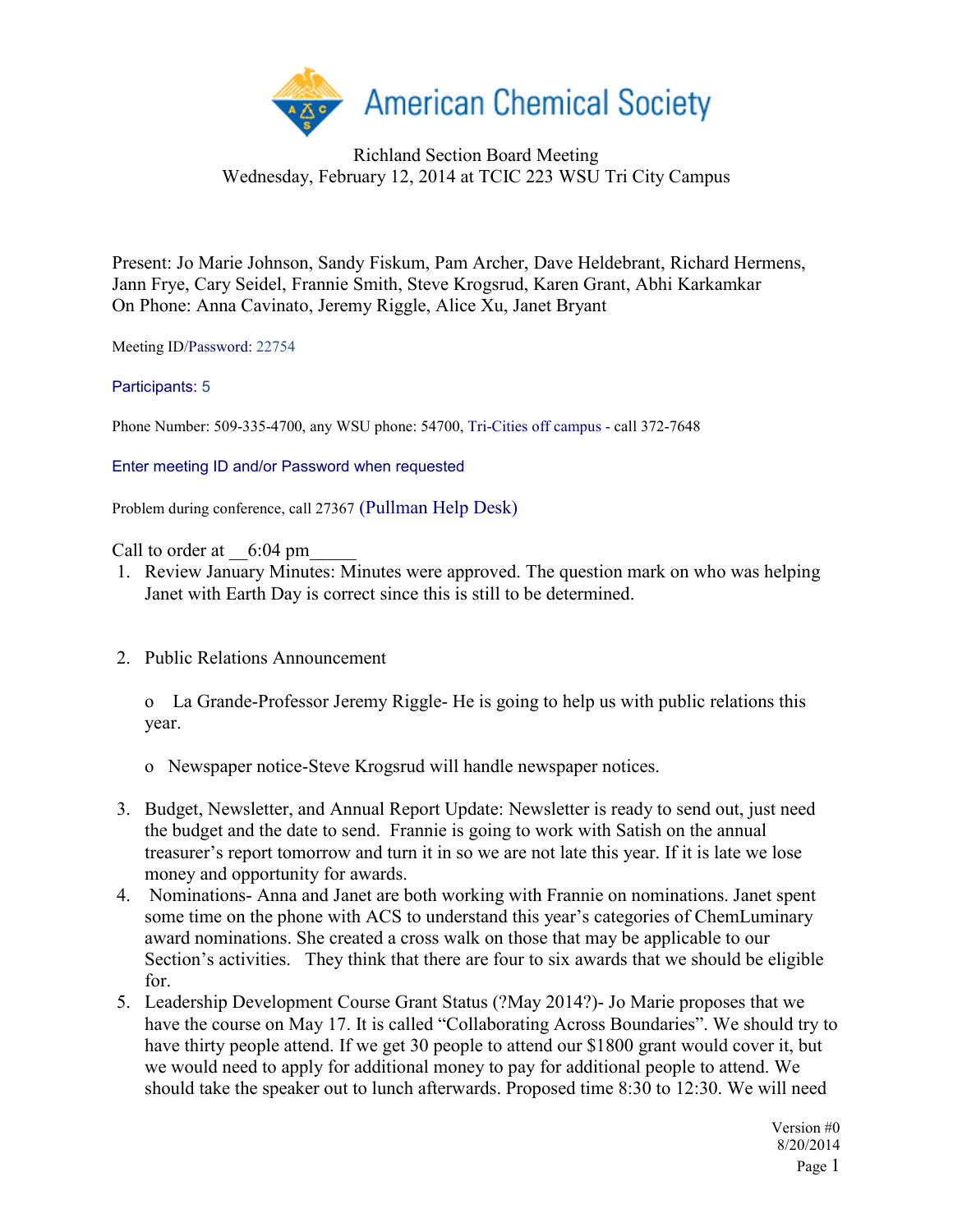American Chemical Society

Richland Section Board Meeting
Wednesday, February 12, 2014 at TCIC 223 WSU Tri City Campus

Present: Jo Marie Johnson, Sandy Fiskum, Pam Archer, Dave Heldebrant, Richard Hermens, Jann Frye, Cary Seidel, Frannie Smith, Steve Krogsrud, Karen Grant, Abhi Karkamkar
On Phone: Anna Cavinato, Jeremy Riggle, Alice Xu, Janet Bryant

Meeting ID/Password: 22754

Participants: 5

Phone Number: 509-335-4700, any WSU phone: 54700, Tri-Cities off campus - call 372-7648

Enter meeting ID and/or Password when requested

Problem during conference, call 27367 (Pullman Help Desk)

Call to order at __6:04 pm_____

1. Review January Minutes: Minutes were approved. The question mark on who was helping Janet with Earth Day is correct since this is still to be determined.

2. Public Relations Announcement

   o La Grande-Professor Jeremy Riggle- He is going to help us with public relations this year.

   o Newspaper notice-Steve Krogsrud will handle newspaper notices.

3. Budget, Newsletter, and Annual Report Update: Newsletter is ready to send out, just need the budget and the date to send. Frannie is going to work with Satish on the annual treasurer's report tomorrow and turn it in so we are not late this year. If it is late we lose money and opportunity for awards.
4. Nominations- Anna and Janet are both working with Frannie on nominations. Janet spent some time on the phone with ACS to understand this year's categories of ChemLuminary award nominations. She created a cross walk on those that may be applicable to our Section's activities. They think that there are four to six awards that we should be eligible for.
5. Leadership Development Course Grant Status (?May 2014?)- Jo Marie proposes that we have the course on May 17. It is called "Collaborating Across Boundaries". We should try to have thirty people attend. If we get 30 people to attend our $1800 grant would cover it, but we would need to apply for additional money to pay for additional people to attend. We should take the speaker out to lunch afterwards. Proposed time 8:30 to 12:30. We will need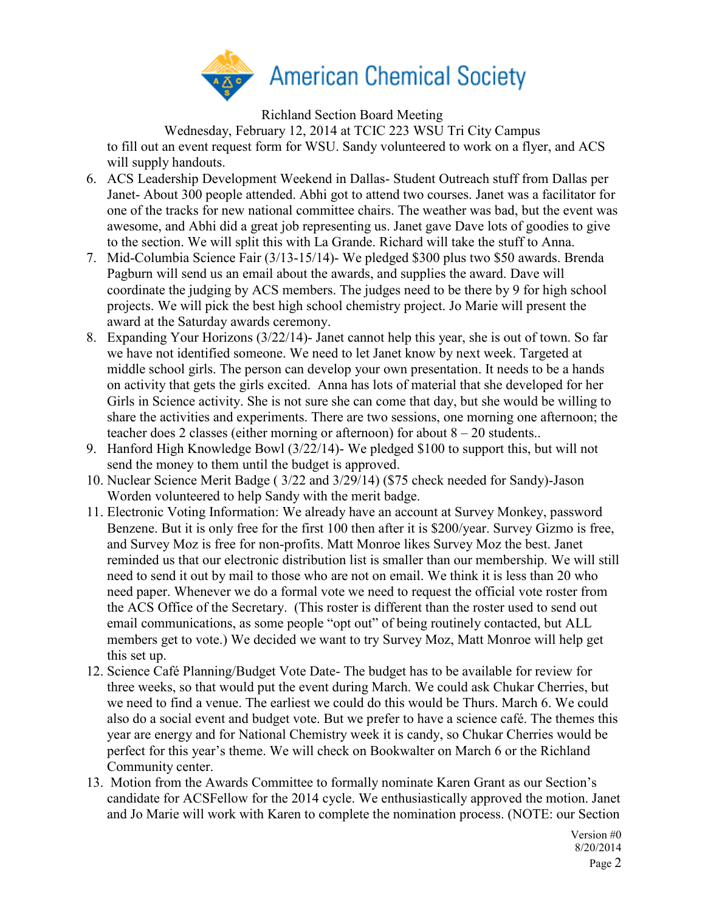Richland Section Board Meeting

Wednesday, February 12, 2014 at TCIC 223 WSU Tri City Campus

to fill out an event request form for WSU. Sandy volunteered to work on a flyer, and ACS will supply handouts.

6. ACS Leadership Development Weekend in Dallas- Student Outreach stuff from Dallas per Janet- About 300 people attended. Abhi got to attend two courses. Janet was a facilitator for one of the tracks for new national committee chairs. The weather was bad, but the event was awesome, and Abhi did a great job representing us. Janet gave Dave lots of goodies to give to the section. We will split this with La Grande. Richard will take the stuff to Anna.
7. Mid-Columbia Science Fair (3/13-15/14)- We pledged $300 plus two $50 awards. Brenda Pagburn will send us an email about the awards, and supplies the award. Dave will coordinate the judging by ACS members. The judges need to be there by 9 for high school projects. We will pick the best high school chemistry project. Jo Marie will present the award at the Saturday awards ceremony.
8. Expanding Your Horizons (3/22/14)- Janet cannot help this year, she is out of town. So far we have not identified someone. We need to let Janet know by next week. Targeted at middle school girls. The person can develop your own presentation. It needs to be a hands on activity that gets the girls excited. Anna has lots of material that she developed for her Girls in Science activity. She is not sure she can come that day, but she would be willing to share the activities and experiments. There are two sessions, one morning one afternoon; the teacher does 2 classes (either morning or afternoon) for about 8 – 20 students..
9. Hanford High Knowledge Bowl (3/22/14)- We pledged $100 to support this, but will not send the money to them until the budget is approved.
10. Nuclear Science Merit Badge ( 3/22 and 3/29/14) ($75 check needed for Sandy)-Jason Worden volunteered to help Sandy with the merit badge.
11. Electronic Voting Information: We already have an account at Survey Monkey, password Benzene. But it is only free for the first 100 then after it is $200/year. Survey Gizmo is free, and Survey Moz is free for non-profits. Matt Monroe likes Survey Moz the best. Janet reminded us that our electronic distribution list is smaller than our membership. We will still need to send it out by mail to those who are not on email. We think it is less than 20 who need paper. Whenever we do a formal vote we need to request the official vote roster from the ACS Office of the Secretary. (This roster is different than the roster used to send out email communications, as some people "opt out" of being routinely contacted, but ALL members get to vote.) We decided we want to try Survey Moz, Matt Monroe will help get this set up.
12. Science Café Planning/Budget Vote Date- The budget has to be available for review for three weeks, so that would put the event during March. We could ask Chukar Cherries, but we need to find a venue. The earliest we could do this would be Thurs. March 6. We could also do a social event and budget vote. But we prefer to have a science café. The themes this year are energy and for National Chemistry week it is candy, so Chukar Cherries would be perfect for this year's theme. We will check on Bookwalter on March 6 or the Richland Community center.
13. Motion from the Awards Committee to formally nominate Karen Grant as our Section's candidate for ACSFellow for the 2014 cycle. We enthusiastically approved the motion. Janet and Jo Marie will work with Karen to complete the nomination process. (NOTE: our Section

Version #0
8/20/2014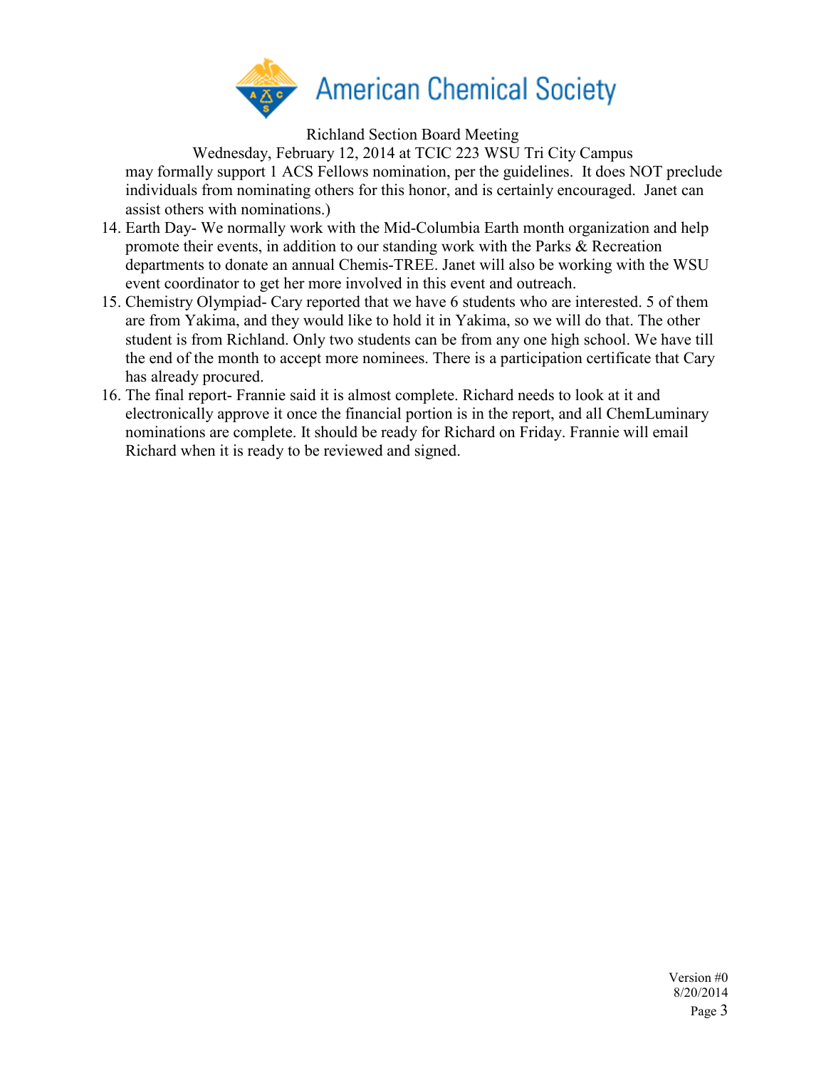may formally support 1 ACS Fellows nomination, per the guidelines.  It does NOT preclude individuals from nominating others for this honor, and is certainly encouraged.  Janet can assist others with nominations.)

14. Earth Day- We normally work with the Mid-Columbia Earth month organization and help promote their events, in addition to our standing work with the Parks & Recreation departments to donate an annual Chemis-TREE. Janet will also be working with the WSU event coordinator to get her more involved in this event and outreach.
15. Chemistry Olympiad- Cary reported that we have 6 students who are interested. 5 of them are from Yakima, and they would like to hold it in Yakima, so we will do that. The other student is from Richland. Only two students can be from any one high school. We have till the end of the month to accept more nominees. There is a participation certificate that Cary has already procured.
16. The final report- Frannie said it is almost complete. Richard needs to look at it and electronically approve it once the financial portion is in the report, and all ChemLuminary nominations are complete. It should be ready for Richard on Friday. Frannie will email Richard when it is ready to be reviewed and signed.